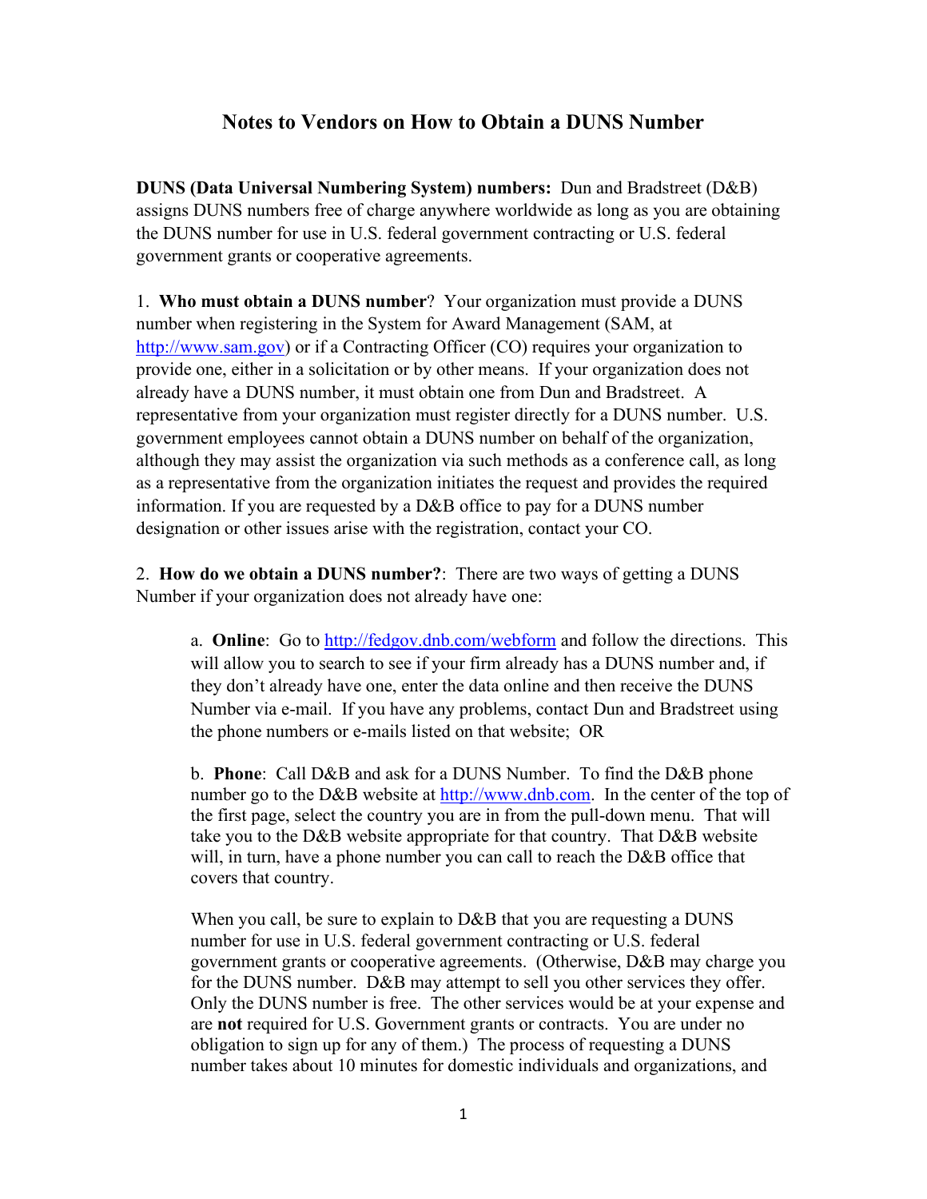# Notes to Vendors on How to Obtain a DUNS Number

**DUNS (Data Universal Numbering System) numbers:** Dun and Bradstreet (D&B) assigns DUNS numbers free of charge anywhere worldwide as long as you are obtaining the DUNS number for use in U.S. federal government contracting or U.S. federal government grants or cooperative agreements.

1. **Who must obtain a DUNS number**? Your organization must provide a DUNS number when registering in the System for Award Management (SAM, at http://www.sam.gov) or if a Contracting Officer (CO) requires your organization to provide one, either in a solicitation or by other means. If your organization does not already have a DUNS number, it must obtain one from Dun and Bradstreet. A representative from your organization must register directly for a DUNS number. U.S. government employees cannot obtain a DUNS number on behalf of the organization, although they may assist the organization via such methods as a conference call, as long as a representative from the organization initiates the request and provides the required information. If you are requested by a D&B office to pay for a DUNS number designation or other issues arise with the registration, contact your CO.

2. **How do we obtain a DUNS number?**: There are two ways of getting a DUNS Number if your organization does not already have one:

   a. **Online**: Go to http://fedgov.dnb.com/webform and follow the directions. This will allow you to search to see if your firm already has a DUNS number and, if they don't already have one, enter the data online and then receive the DUNS Number via e-mail. If you have any problems, contact Dun and Bradstreet using the phone numbers or e-mails listed on that website; OR

   b. **Phone**: Call D&B and ask for a DUNS Number. To find the D&B phone number go to the D&B website at http://www.dnb.com. In the center of the top of the first page, select the country you are in from the pull-down menu. That will take you to the D&B website appropriate for that country. That D&B website will, in turn, have a phone number you can call to reach the D&B office that covers that country.

   When you call, be sure to explain to D&B that you are requesting a DUNS number for use in U.S. federal government contracting or U.S. federal government grants or cooperative agreements. (Otherwise, D&B may charge you for the DUNS number. D&B may attempt to sell you other services they offer. Only the DUNS number is free. The other services would be at your expense and are **not** required for U.S. Government grants or contracts. You are under no obligation to sign up for any of them.) The process of requesting a DUNS number takes about 10 minutes for domestic individuals and organizations, and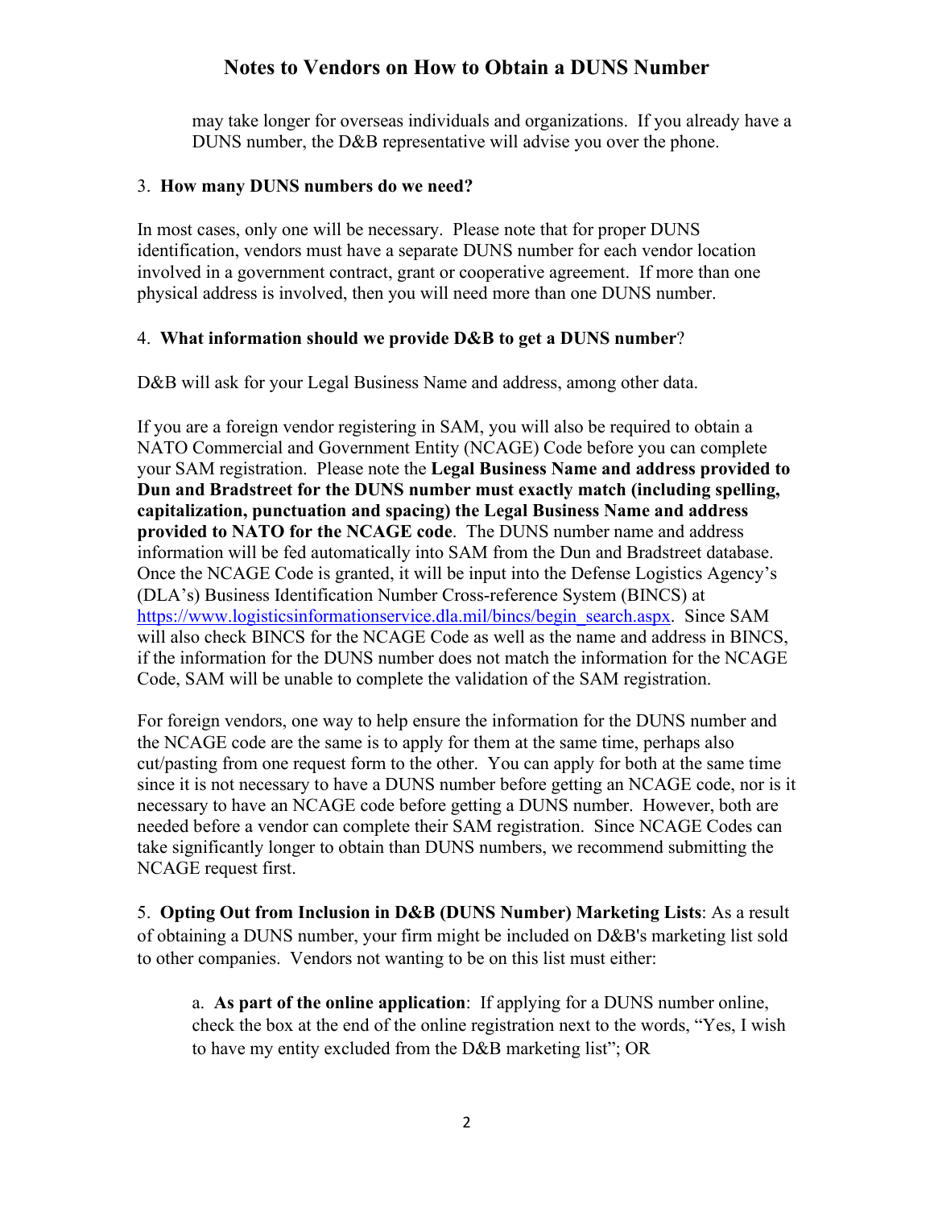may take longer for overseas individuals and organizations. If you already have a DUNS number, the D&B representative will advise you over the phone.

3. **How many DUNS numbers do we need?**

In most cases, only one will be necessary. Please note that for proper DUNS identification, vendors must have a separate DUNS number for each vendor location involved in a government contract, grant or cooperative agreement. If more than one physical address is involved, then you will need more than one DUNS number.

4. **What information should we provide D&B to get a DUNS number**?

D&B will ask for your Legal Business Name and address, among other data.

If you are a foreign vendor registering in SAM, you will also be required to obtain a NATO Commercial and Government Entity (NCAGE) Code before you can complete your SAM registration. Please note the **Legal Business Name and address provided to Dun and Bradstreet for the DUNS number must exactly match (including spelling, capitalization, punctuation and spacing) the Legal Business Name and address provided to NATO for the NCAGE code**. The DUNS number name and address information will be fed automatically into SAM from the Dun and Bradstreet database. Once the NCAGE Code is granted, it will be input into the Defense Logistics Agency's (DLA's) Business Identification Number Cross-reference System (BINCS) at https://www.logisticsinformationservice.dla.mil/bincs/begin_search.aspx. Since SAM will also check BINCS for the NCAGE Code as well as the name and address in BINCS, if the information for the DUNS number does not match the information for the NCAGE Code, SAM will be unable to complete the validation of the SAM registration.

For foreign vendors, one way to help ensure the information for the DUNS number and the NCAGE code are the same is to apply for them at the same time, perhaps also cut/pasting from one request form to the other. You can apply for both at the same time since it is not necessary to have a DUNS number before getting an NCAGE code, nor is it necessary to have an NCAGE code before getting a DUNS number. However, both are needed before a vendor can complete their SAM registration. Since NCAGE Codes can take significantly longer to obtain than DUNS numbers, we recommend submitting the NCAGE request first.

5. **Opting Out from Inclusion in D&B (DUNS Number) Marketing Lists**: As a result of obtaining a DUNS number, your firm might be included on D&B's marketing list sold to other companies. Vendors not wanting to be on this list must either:

a. **As part of the online application**: If applying for a DUNS number online, check the box at the end of the online registration next to the words, "Yes, I wish to have my entity excluded from the D&B marketing list"; OR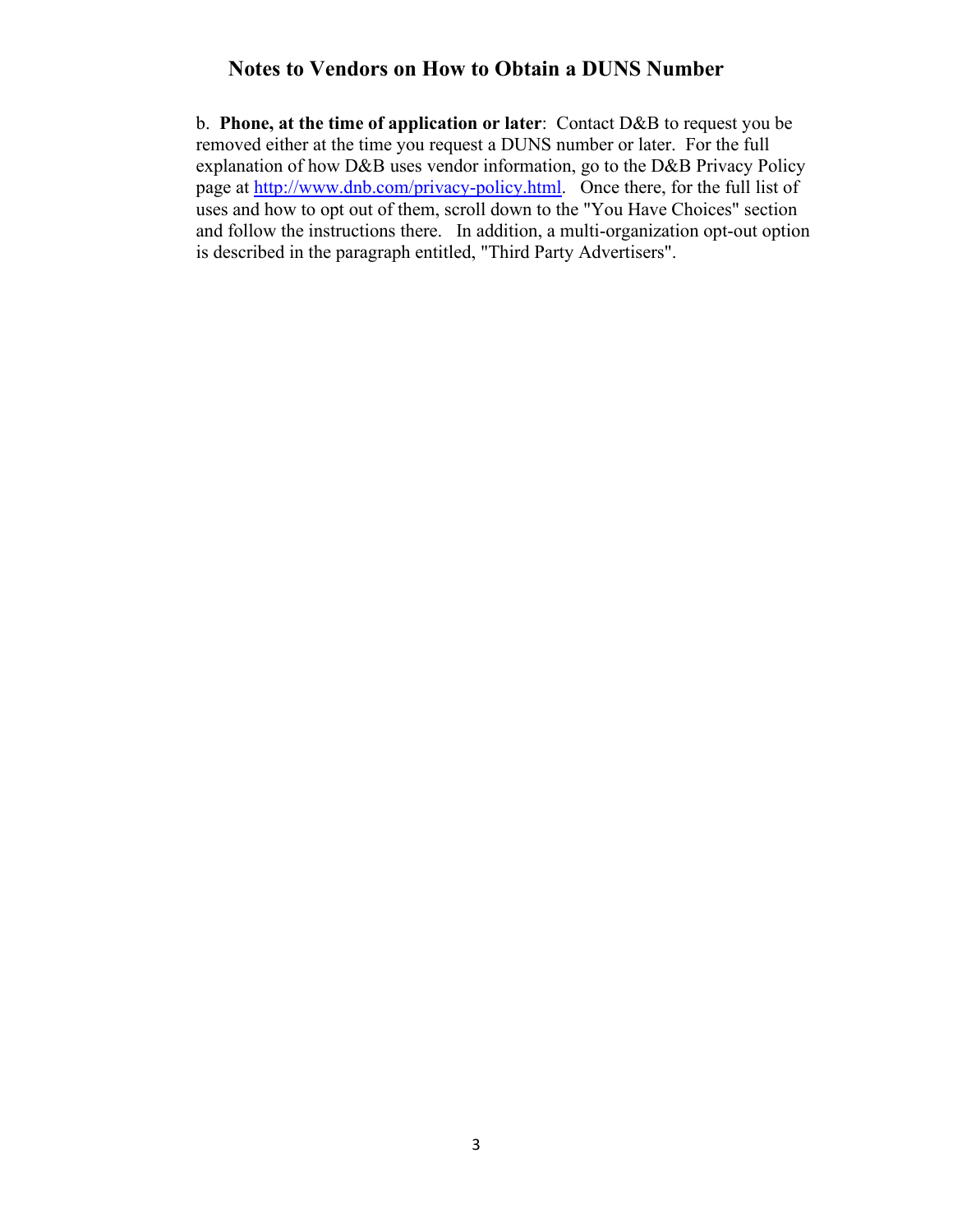## Notes to Vendors on How to Obtain a DUNS Number

b. **Phone, at the time of application or later**: Contact D&B to request you be removed either at the time you request a DUNS number or later. For the full explanation of how D&B uses vendor information, go to the D&B Privacy Policy page at http://www.dnb.com/privacy-policy.html. Once there, for the full list of uses and how to opt out of them, scroll down to the "You Have Choices" section and follow the instructions there. In addition, a multi-organization opt-out option is described in the paragraph entitled, "Third Party Advertisers".